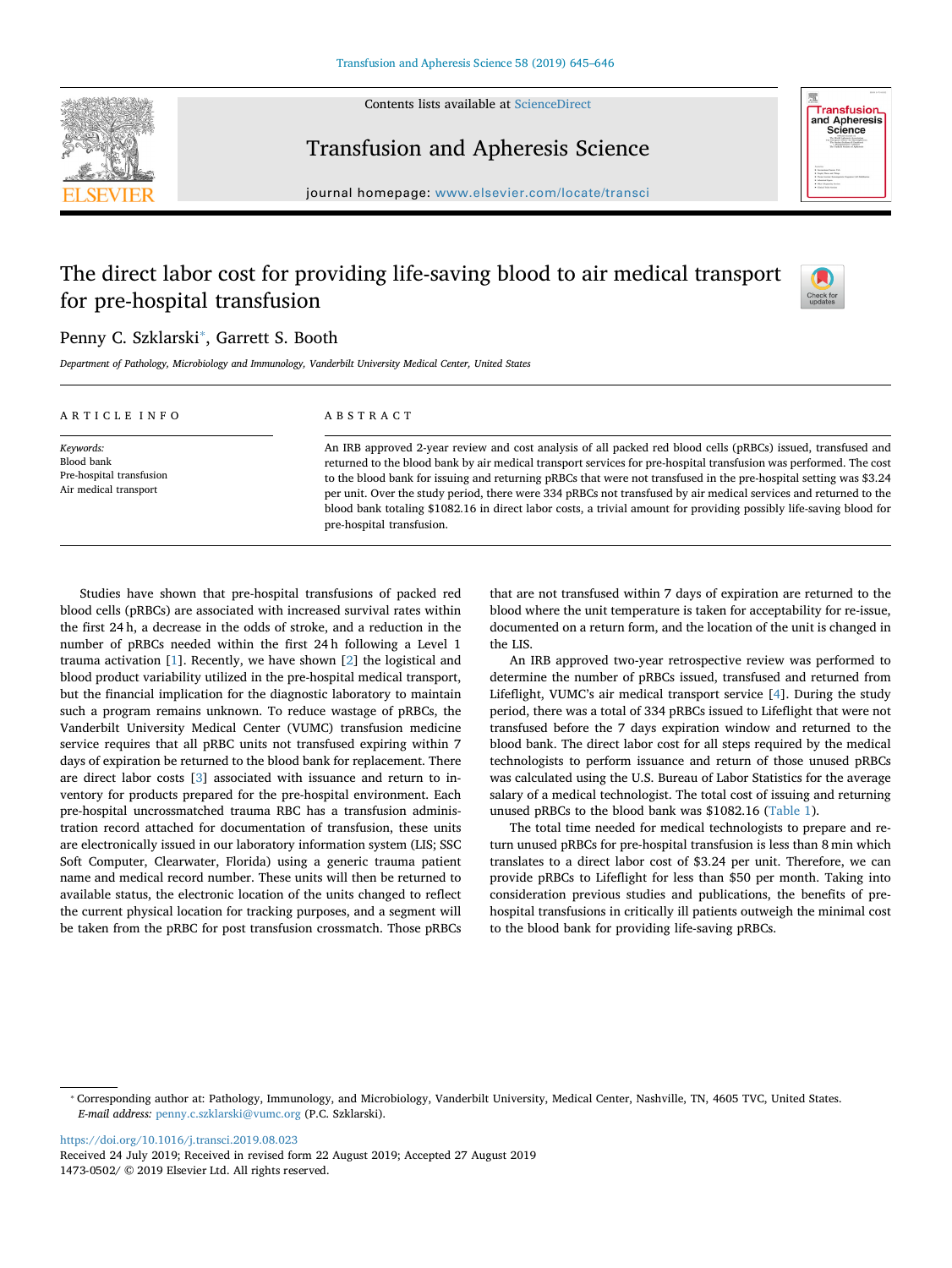# The direct labor cost for providing life-saving blood to air medical transport for pre-hospital transfusion

Penny C. Szklarski*, Garrett S. Booth

*Department of Pathology, Microbiology and Immunology, Vanderbilt University Medical Center, United States*

## ARTICLE INFO

*Keywords:*
Blood bank
Pre-hospital transfusion
Air medical transport

## ABSTRACT

An IRB approved 2-year review and cost analysis of all packed red blood cells (pRBCs) issued, transfused and returned to the blood bank by air medical transport services for pre-hospital transfusion was performed. The cost to the blood bank for issuing and returning pRBCs that were not transfused in the pre-hospital setting was $3.24 per unit. Over the study period, there were 334 pRBCs not transfused by air medical services and returned to the blood bank totaling $1082.16 in direct labor costs, a trivial amount for providing possibly life-saving blood for pre-hospital transfusion.

Studies have shown that pre-hospital transfusions of packed red blood cells (pRBCs) are associated with increased survival rates within the first 24 h, a decrease in the odds of stroke, and a reduction in the number of pRBCs needed within the first 24 h following a Level 1 trauma activation [1]. Recently, we have shown [2] the logistical and blood product variability utilized in the pre-hospital medical transport, but the financial implication for the diagnostic laboratory to maintain such a program remains unknown. To reduce wastage of pRBCs, the Vanderbilt University Medical Center (VUMC) transfusion medicine service requires that all pRBC units not transfused expiring within 7 days of expiration be returned to the blood bank for replacement. There are direct labor costs [3] associated with issuance and return to inventory for products prepared for the pre-hospital environment. Each pre-hospital uncrossmatched trauma RBC has a transfusion administration record attached for documentation of transfusion, these units are electronically issued in our laboratory information system (LIS; SSC Soft Computer, Clearwater, Florida) using a generic trauma patient name and medical record number. These units will then be returned to available status, the electronic location of the units changed to reflect the current physical location for tracking purposes, and a segment will be taken from the pRBC for post transfusion crossmatch. Those pRBCs that are not transfused within 7 days of expiration are returned to the blood where the unit temperature is taken for acceptability for re-issue, documented on a return form, and the location of the unit is changed in the LIS.

An IRB approved two-year retrospective review was performed to determine the number of pRBCs issued, transfused and returned from Lifeflight, VUMC's air medical transport service [4]. During the study period, there was a total of 334 pRBCs issued to Lifeflight that were not transfused before the 7 days expiration window and returned to the blood bank. The direct labor cost for all steps required by the medical technologists to perform issuance and return of those unused pRBCs was calculated using the U.S. Bureau of Labor Statistics for the average salary of a medical technologist. The total cost of issuing and returning unused pRBCs to the blood bank was $1082.16 (Table 1).

The total time needed for medical technologists to prepare and return unused pRBCs for pre-hospital transfusion is less than 8 min which translates to a direct labor cost of $3.24 per unit. Therefore, we can provide pRBCs to Lifeflight for less than $50 per month. Taking into consideration previous studies and publications, the benefits of pre-hospital transfusions in critically ill patients outweigh the minimal cost to the blood bank for providing life-saving pRBCs.

* Corresponding author at: Pathology, Immunology, and Microbiology, Vanderbilt University, Medical Center, Nashville, TN, 4605 TVC, United States.
*E-mail address:* penny.c.szklarski@vumc.org (P.C. Szklarski).

https://doi.org/10.1016/j.transci.2019.08.023
Received 24 July 2019; Received in revised form 22 August 2019; Accepted 27 August 2019
1473-0502/ © 2019 Elsevier Ltd. All rights reserved.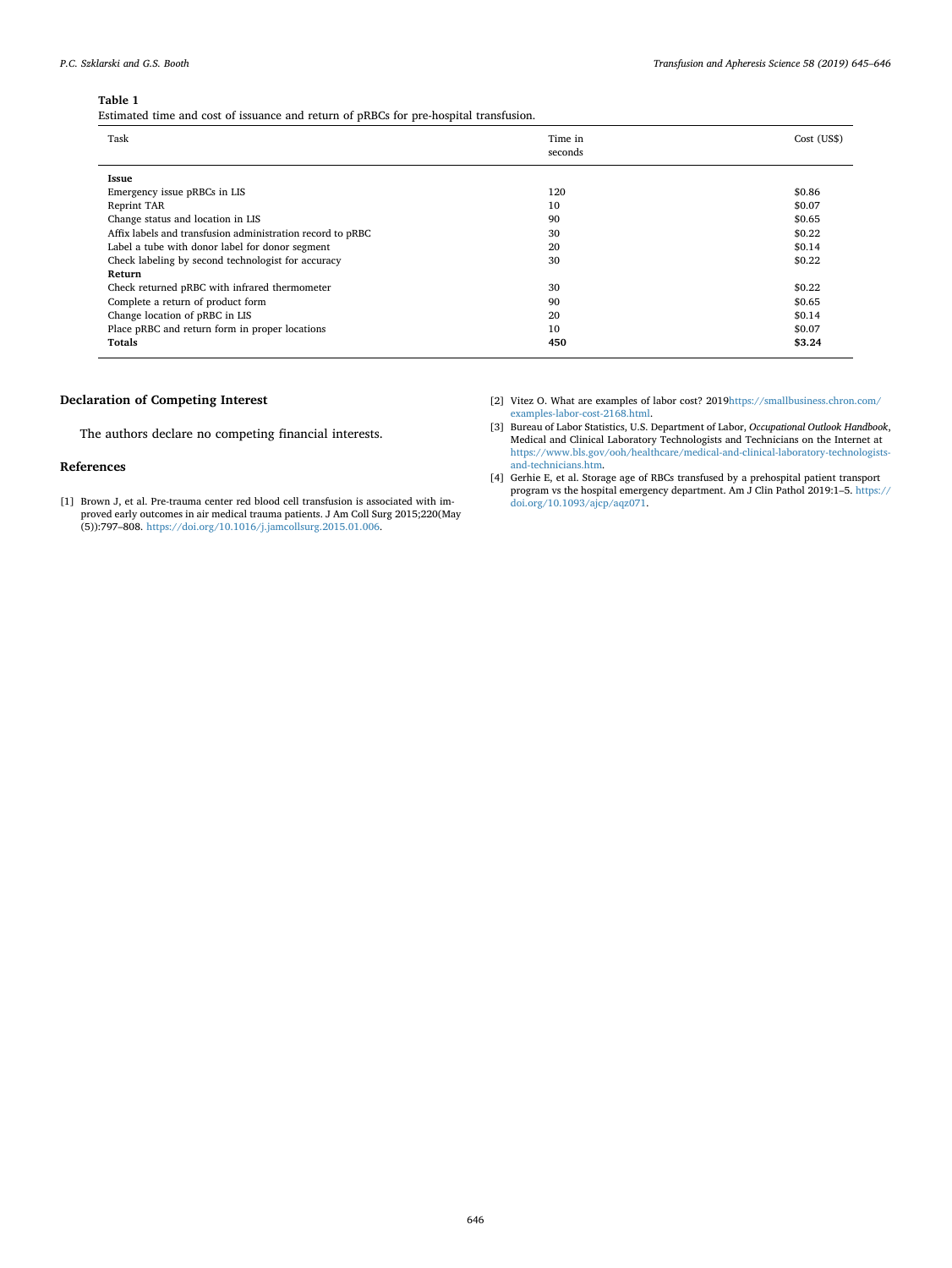**Table 1**
Estimated time and cost of issuance and return of pRBCs for pre-hospital transfusion.

| Task | Time in seconds | Cost (US$) |
|---|---|---|
| **Issue** | | |
| Emergency issue pRBCs in LIS | 120 | $0.86 |
| Reprint TAR | 10 | $0.07 |
| Change status and location in LIS | 90 | $0.65 |
| Affix labels and transfusion administration record to pRBC | 30 | $0.22 |
| Label a tube with donor label for donor segment | 20 | $0.14 |
| Check labeling by second technologist for accuracy | 30 | $0.22 |
| **Return** | | |
| Check returned pRBC with infrared thermometer | 30 | $0.22 |
| Complete a return of product form | 90 | $0.65 |
| Change location of pRBC in LIS | 20 | $0.14 |
| Place pRBC and return form in proper locations | 10 | $0.07 |
| **Totals** | **450** | **$3.24** |

## Declaration of Competing Interest

The authors declare no competing financial interests.

## References

[1] Brown J, et al. Pre-trauma center red blood cell transfusion is associated with improved early outcomes in air medical trauma patients. J Am Coll Surg 2015;220(May (5)):797–808. https://doi.org/10.1016/j.jamcollsurg.2015.01.006.

[2] Vitez O. What are examples of labor cost? 2019https://smallbusiness.chron.com/examples-labor-cost-2168.html.

[3] Bureau of Labor Statistics, U.S. Department of Labor, *Occupational Outlook Handbook*, Medical and Clinical Laboratory Technologists and Technicians on the Internet at https://www.bls.gov/ooh/healthcare/medical-and-clinical-laboratory-technologists-and-technicians.htm.

[4] Gerhie E, et al. Storage age of RBCs transfused by a prehospital patient transport program vs the hospital emergency department. Am J Clin Pathol 2019:1–5. https://doi.org/10.1093/ajcp/aqz071.